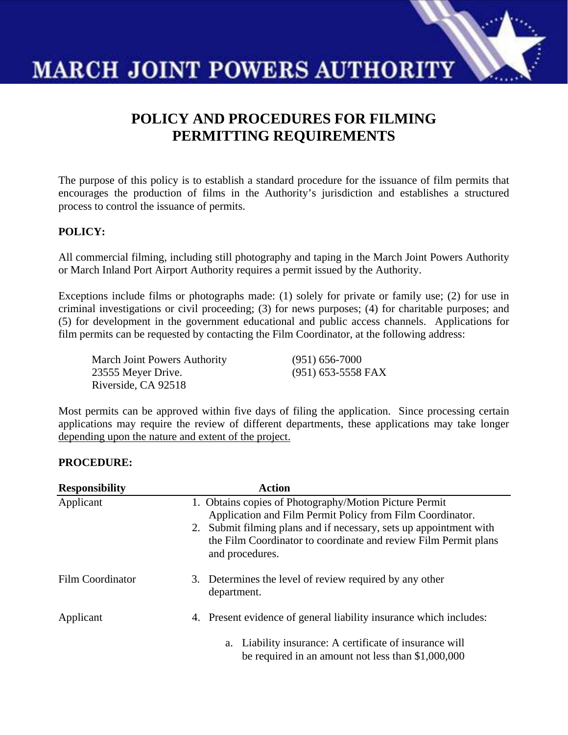# MARCH JOINT POWERS AUTHORITY

## POLICY AND PROCEDURES FOR FILMING PERMITTING REQUIREMENTS

The purpose of this policy is to establish a standard procedure for the issuance of film permits that encourages the production of films in the Authority's jurisdiction and establishes a structured process to control the issuance of permits.

**POLICY:**

All commercial filming, including still photography and taping in the March Joint Powers Authority or March Inland Port Airport Authority requires a permit issued by the Authority.

Exceptions include films or photographs made: (1) solely for private or family use; (2) for use in criminal investigations or civil proceeding; (3) for news purposes; (4) for charitable purposes; and (5) for development in the government educational and public access channels. Applications for film permits can be requested by contacting the Film Coordinator, at the following address:

March Joint Powers Authority
23555 Meyer Drive.
Riverside, CA 92518

(951) 656-7000
(951) 653-5558 FAX

Most permits can be approved within five days of filing the application. Since processing certain applications may require the review of different departments, these applications may take longer depending upon the nature and extent of the project.

**PROCEDURE:**

| Responsibility | Action |
|---|---|
| Applicant | 1. Obtains copies of Photography/Motion Picture Permit Application and Film Permit Policy from Film Coordinator.<br>2. Submit filming plans and if necessary, sets up appointment with the Film Coordinator to coordinate and review Film Permit plans and procedures. |
| Film Coordinator | 3. Determines the level of review required by any other department. |
| Applicant | 4. Present evidence of general liability insurance which includes:<br>a. Liability insurance: A certificate of insurance will be required in an amount not less than $1,000,000 |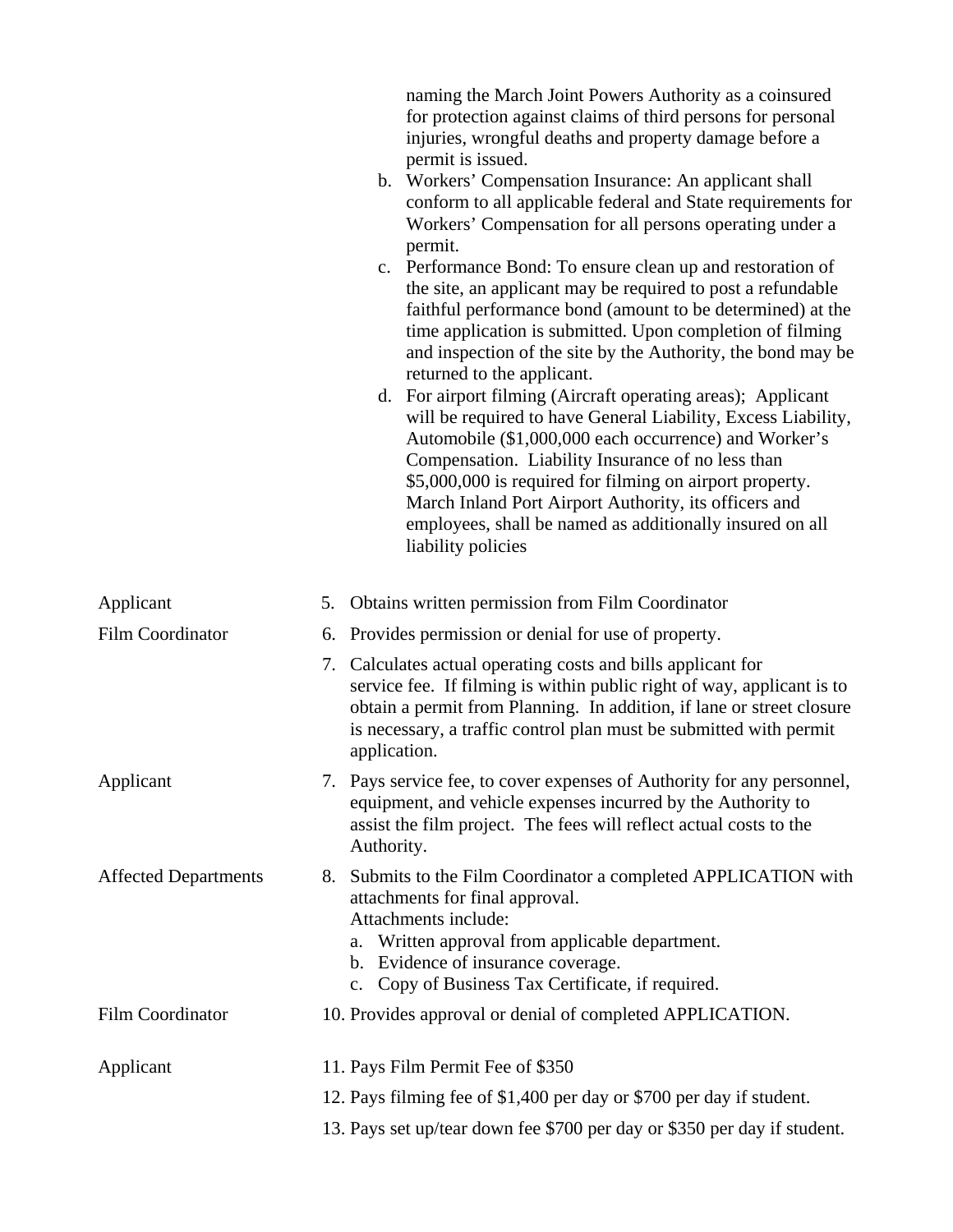naming the March Joint Powers Authority as a coinsured for protection against claims of third persons for personal injuries, wrongful deaths and property damage before a permit is issued.

b. Workers' Compensation Insurance: An applicant shall conform to all applicable federal and State requirements for Workers' Compensation for all persons operating under a permit.

c. Performance Bond: To ensure clean up and restoration of the site, an applicant may be required to post a refundable faithful performance bond (amount to be determined) at the time application is submitted. Upon completion of filming and inspection of the site by the Authority, the bond may be returned to the applicant.

d. For airport filming (Aircraft operating areas); Applicant will be required to have General Liability, Excess Liability, Automobile ($1,000,000 each occurrence) and Worker's Compensation. Liability Insurance of no less than $5,000,000 is required for filming on airport property. March Inland Port Airport Authority, its officers and employees, shall be named as additionally insured on all liability policies

| | |
|---|---|
| Applicant | 5. Obtains written permission from Film Coordinator |
| Film Coordinator | 6. Provides permission or denial for use of property. |
| | 7. Calculates actual operating costs and bills applicant for service fee. If filming is within public right of way, applicant is to obtain a permit from Planning. In addition, if lane or street closure is necessary, a traffic control plan must be submitted with permit application. |
| Applicant | 7. Pays service fee, to cover expenses of Authority for any personnel, equipment, and vehicle expenses incurred by the Authority to assist the film project. The fees will reflect actual costs to the Authority. |
| Affected Departments | 8. Submits to the Film Coordinator a completed APPLICATION with attachments for final approval.<br>Attachments include:<br>a. Written approval from applicable department.<br>b. Evidence of insurance coverage.<br>c. Copy of Business Tax Certificate, if required. |
| Film Coordinator | 10. Provides approval or denial of completed APPLICATION. |
| Applicant | 11. Pays Film Permit Fee of $350 |
| | 12. Pays filming fee of $1,400 per day or $700 per day if student. |
| | 13. Pays set up/tear down fee $700 per day or $350 per day if student. |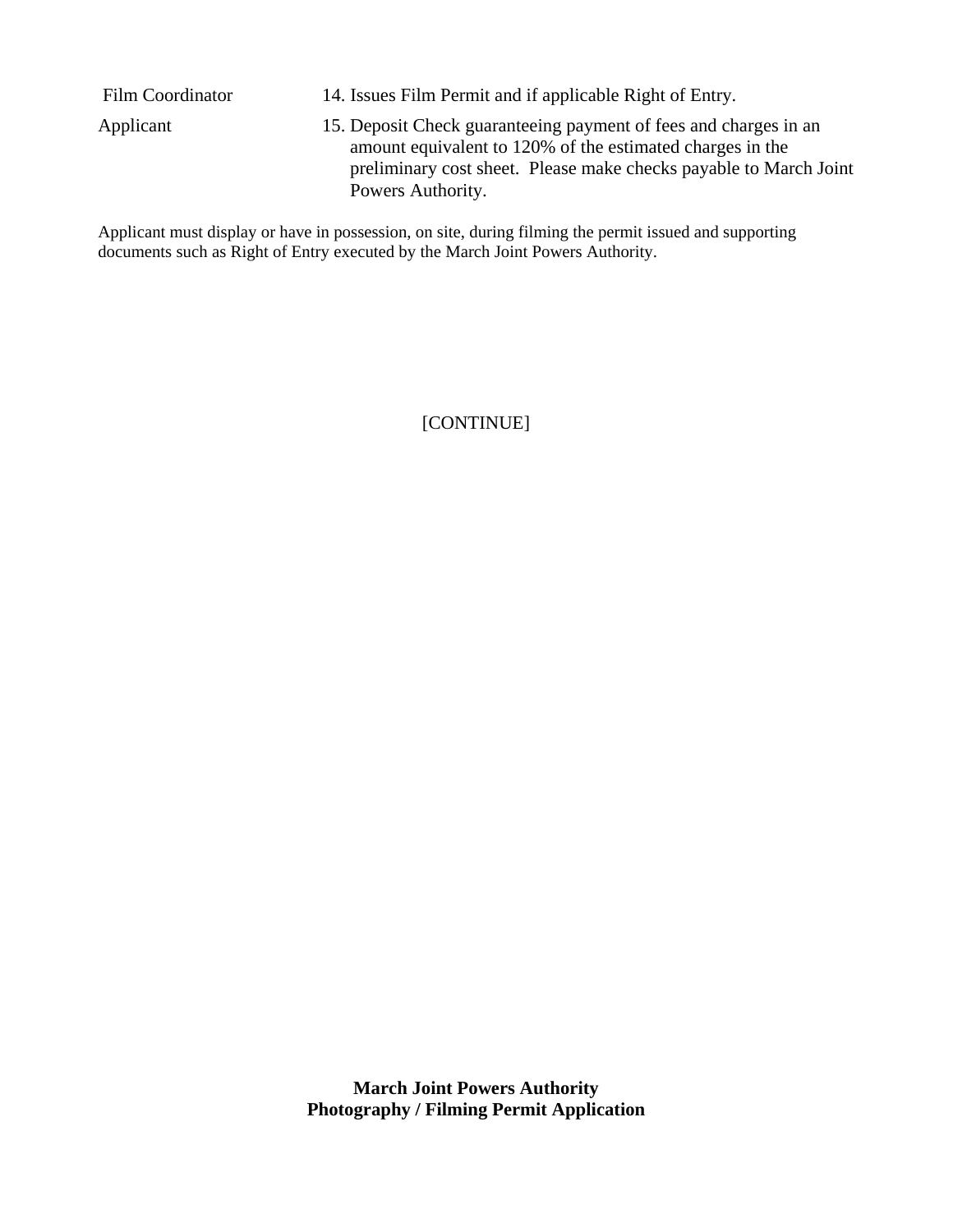| | |
|---|---|
| Film Coordinator | 14. Issues Film Permit and if applicable Right of Entry. |
| Applicant | 15. Deposit Check guaranteeing payment of fees and charges in an amount equivalent to 120% of the estimated charges in the preliminary cost sheet. Please make checks payable to March Joint Powers Authority. |

Applicant must display or have in possession, on site, during filming the permit issued and supporting documents such as Right of Entry executed by the March Joint Powers Authority.

[CONTINUE]

**March Joint Powers Authority**
**Photography / Filming Permit Application**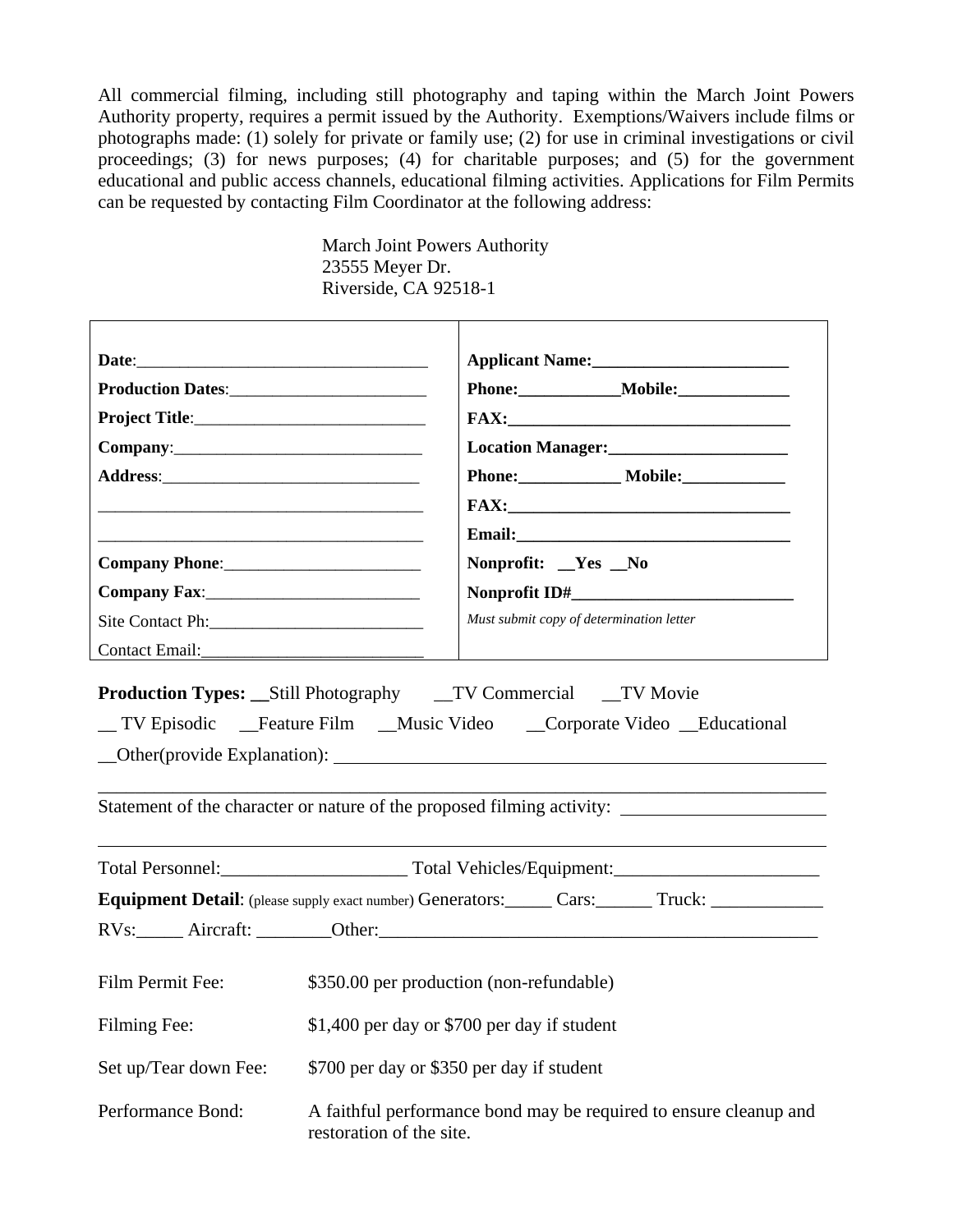All commercial filming, including still photography and taping within the March Joint Powers Authority property, requires a permit issued by the Authority. Exemptions/Waivers include films or photographs made: (1) solely for private or family use; (2) for use in criminal investigations or civil proceedings; (3) for news purposes; (4) for charitable purposes; and (5) for the government educational and public access channels, educational filming activities. Applications for Film Permits can be requested by contacting Film Coordinator at the following address:

March Joint Powers Authority
23555 Meyer Dr.
Riverside, CA 92518-1

| | |
|---|---|
| **Date**:___________________________________ | **Applicant Name:**_______________________ |
| **Production Dates**:_______________________ | **Phone:**___________**Mobile:**_____________ |
| **Project Title**:___________________________ | **FAX:**_________________________________ |
| **Company**:_____________________________ | **Location Manager:**____________________ |
| **Address**:______________________________ | **Phone:**___________ **Mobile:**___________ |
| _______________________________________ | **FAX:**_________________________________ |
| _______________________________________ | **Email:**________________________________ |
| **Company Phone**:_______________________ | **Nonprofit: __Yes __No** |
| **Company Fax**:_________________________ | **Nonprofit ID#**__________________________ |
| Site Contact Ph:_________________________ | *Must submit copy of determination letter* |
| Contact Email:__________________________ | |

**Production Types: __**Still Photography __TV Commercial __TV Movie

__ TV Episodic __Feature Film __Music Video __Corporate Video __Educational

__Other(provide Explanation): ______________________________________________________

_______________________________________________________________________________

Statement of the character or nature of the proposed filming activity: _____________________

_______________________________________________________________________________

Total Personnel:___________________ Total Vehicles/Equipment:_____________________

**Equipment Detail**: (please supply exact number) Generators:_____ Cars:______ Truck: ____________

RVs:_____ Aircraft: ________Other:_______________________________________________

| | |
|---|---|
| Film Permit Fee: | $350.00 per production (non-refundable) |
| Filming Fee: | $1,400 per day or $700 per day if student |
| Set up/Tear down Fee: | $700 per day or $350 per day if student |
| Performance Bond: | A faithful performance bond may be required to ensure cleanup and restoration of the site. |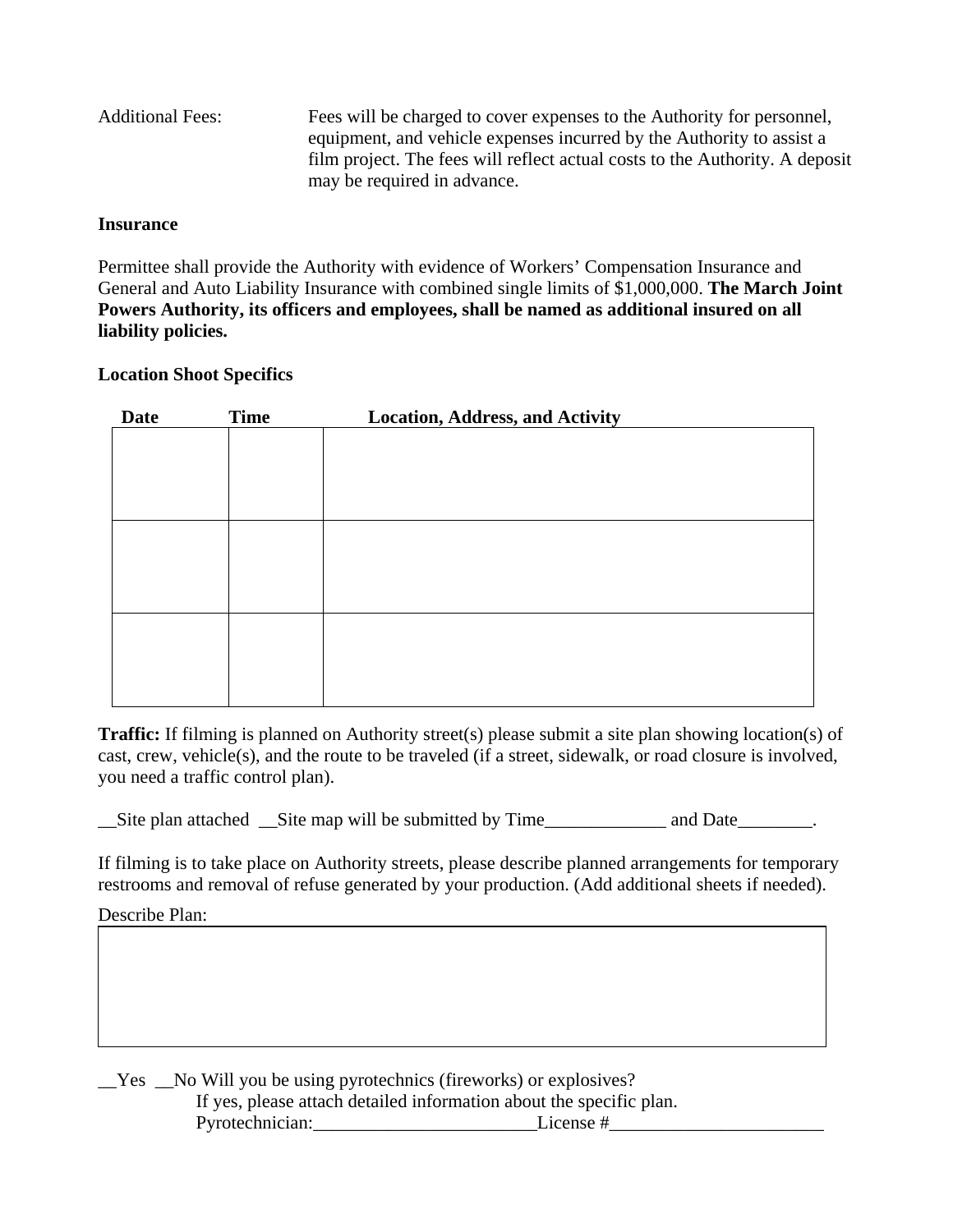Additional Fees: Fees will be charged to cover expenses to the Authority for personnel, equipment, and vehicle expenses incurred by the Authority to assist a film project. The fees will reflect actual costs to the Authority. A deposit may be required in advance.

**Insurance**

Permittee shall provide the Authority with evidence of Workers' Compensation Insurance and General and Auto Liability Insurance with combined single limits of $1,000,000. **The March Joint Powers Authority, its officers and employees, shall be named as additional insured on all liability policies.**

**Location Shoot Specifics**

| Date | Time | Location, Address, and Activity |
|---|---|---|
| | | |
| | | |
| | | |

**Traffic:** If filming is planned on Authority street(s) please submit a site plan showing location(s) of cast, crew, vehicle(s), and the route to be traveled (if a street, sidewalk, or road closure is involved, you need a traffic control plan).

__Site plan attached __Site map will be submitted by Time_____________ and Date________.

If filming is to take place on Authority streets, please describe planned arrangements for temporary restrooms and removal of refuse generated by your production. (Add additional sheets if needed).

Describe Plan:

| |
|---|
| |

__Yes __No Will you be using pyrotechnics (fireworks) or explosives?
If yes, please attach detailed information about the specific plan.
Pyrotechnician:________________________License #_______________________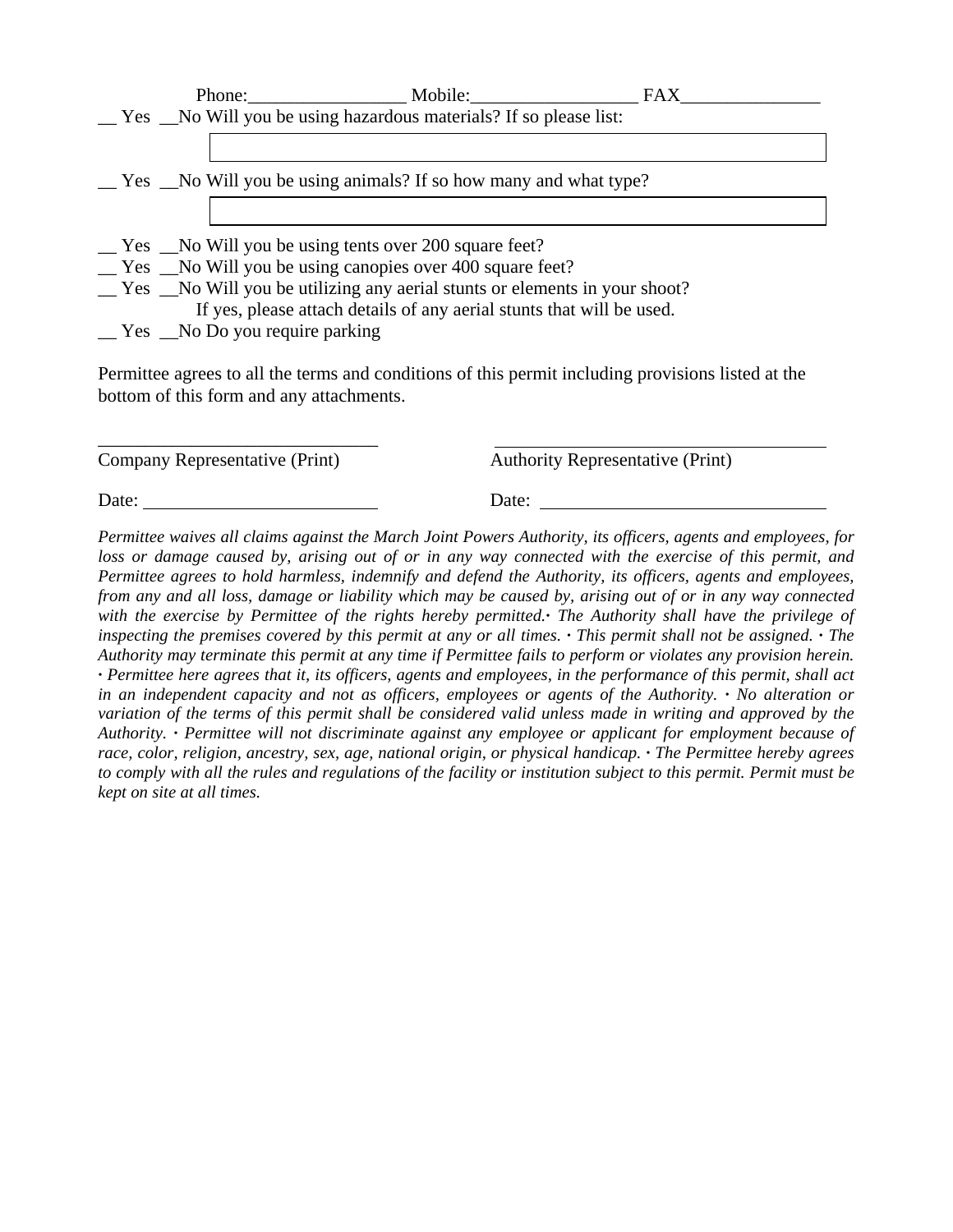Phone:________________ Mobile:_________________ FAX_______________

__ Yes __No Will you be using hazardous materials? If so please list:

| |
|---|
| |

__ Yes __No Will you be using animals? If so how many and what type?

| |
|---|
| |

__ Yes __No Will you be using tents over 200 square feet?

__ Yes __No Will you be using canopies over 400 square feet?

__ Yes __No Will you be utilizing any aerial stunts or elements in your shoot?

If yes, please attach details of any aerial stunts that will be used.

__ Yes __No Do you require parking

Permittee agrees to all the terms and conditions of this permit including provisions listed at the bottom of this form and any attachments.

______________________________ ____________________________________

Company Representative (Print) Authority Representative (Print)

Date: _________________________ Date: ______________________________

*Permittee waives all claims against the March Joint Powers Authority, its officers, agents and employees, for loss or damage caused by, arising out of or in any way connected with the exercise of this permit, and Permittee agrees to hold harmless, indemnify and defend the Authority, its officers, agents and employees, from any and all loss, damage or liability which may be caused by, arising out of or in any way connected with the exercise by Permittee of the rights hereby permitted.· The Authority shall have the privilege of inspecting the premises covered by this permit at any or all times. · This permit shall not be assigned. · The Authority may terminate this permit at any time if Permittee fails to perform or violates any provision herein. · Permittee here agrees that it, its officers, agents and employees, in the performance of this permit, shall act in an independent capacity and not as officers, employees or agents of the Authority. · No alteration or variation of the terms of this permit shall be considered valid unless made in writing and approved by the Authority. · Permittee will not discriminate against any employee or applicant for employment because of race, color, religion, ancestry, sex, age, national origin, or physical handicap. · The Permittee hereby agrees to comply with all the rules and regulations of the facility or institution subject to this permit. Permit must be kept on site at all times.*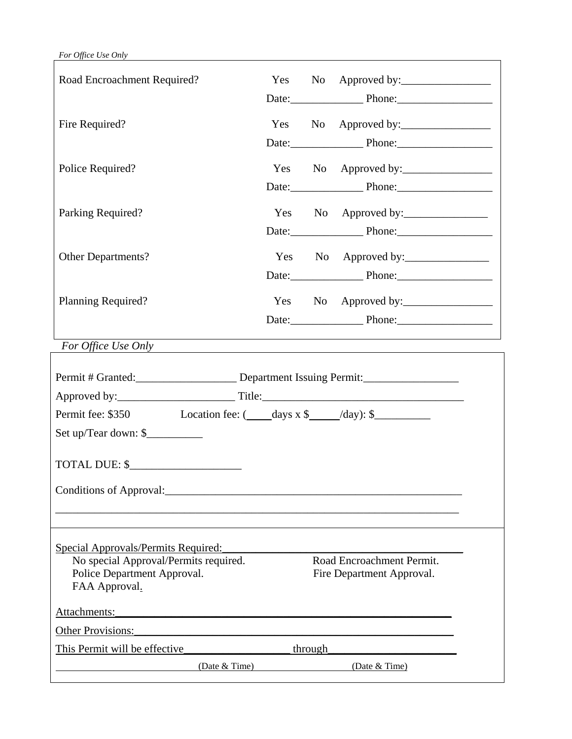*For Office Use Only*

| | |
|---|---|
| Road Encroachment Required? | Yes No Approved by:________________ |
| | Date:_____________ Phone:_________________ |
| Fire Required? | Yes No Approved by:________________ |
| | Date:_____________ Phone:_________________ |
| Police Required? | Yes No Approved by:________________ |
| | Date:_____________ Phone:_________________ |
| Parking Required? | Yes No Approved by:_______________ |
| | Date:_____________ Phone:_________________ |
| Other Departments? | Yes No Approved by:_______________ |
| | Date:_____________ Phone:_________________ |
| Planning Required? | Yes No Approved by:________________ |
| | Date:_____________ Phone:_________________ |

*For Office Use Only*

Permit # Granted:__________________ Department Issuing Permit:_________________

Approved by:_____________________ Title:____________________________________

Permit fee: $350 Location fee: (_____days x $______/day): $__________

Set up/Tear down: $__________

TOTAL DUE: $____________________

Conditions of Approval:_______________________________________________________

__________________________________________________________________________

Special Approvals/Permits Required:_____________________________________________

- No special Approval/Permits required.
- Road Encroachment Permit.
- Police Department Approval.
- Fire Department Approval.
- FAA Approval.

Attachments:_______________________________________________________________

Other Provisions:____________________________________________________________

This Permit will be effective____________________ through______________________

(Date & Time) (Date & Time)